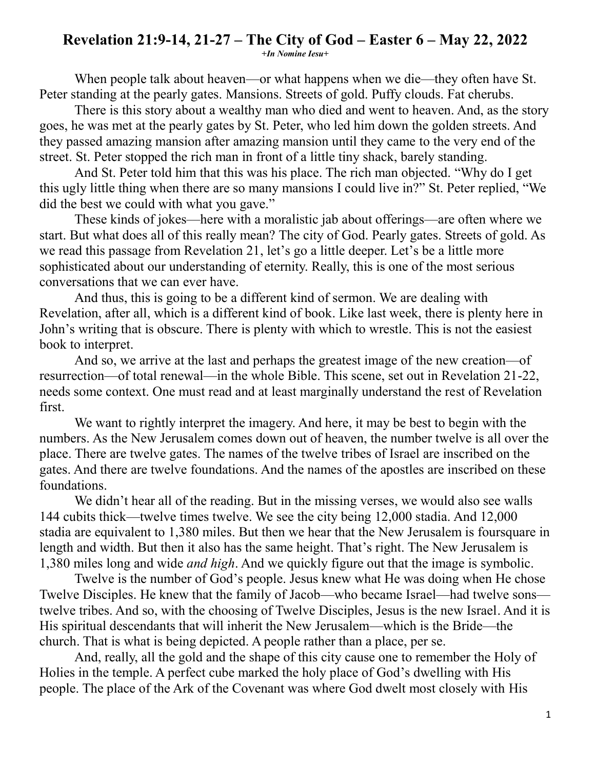# Revelation 21:9-14, 21-27 – The City of God – Easter 6 – May 22, 2022

***+In Nomine Iesu+***

When people talk about heaven—or what happens when we die—they often have St. Peter standing at the pearly gates. Mansions. Streets of gold. Puffy clouds. Fat cherubs.

There is this story about a wealthy man who died and went to heaven. And, as the story goes, he was met at the pearly gates by St. Peter, who led him down the golden streets. And they passed amazing mansion after amazing mansion until they came to the very end of the street. St. Peter stopped the rich man in front of a little tiny shack, barely standing.

And St. Peter told him that this was his place. The rich man objected. "Why do I get this ugly little thing when there are so many mansions I could live in?" St. Peter replied, "We did the best we could with what you gave."

These kinds of jokes—here with a moralistic jab about offerings—are often where we start. But what does all of this really mean? The city of God. Pearly gates. Streets of gold. As we read this passage from Revelation 21, let's go a little deeper. Let's be a little more sophisticated about our understanding of eternity. Really, this is one of the most serious conversations that we can ever have.

And thus, this is going to be a different kind of sermon. We are dealing with Revelation, after all, which is a different kind of book. Like last week, there is plenty here in John's writing that is obscure. There is plenty with which to wrestle. This is not the easiest book to interpret.

And so, we arrive at the last and perhaps the greatest image of the new creation—of resurrection—of total renewal—in the whole Bible. This scene, set out in Revelation 21-22, needs some context. One must read and at least marginally understand the rest of Revelation first.

We want to rightly interpret the imagery. And here, it may be best to begin with the numbers. As the New Jerusalem comes down out of heaven, the number twelve is all over the place. There are twelve gates. The names of the twelve tribes of Israel are inscribed on the gates. And there are twelve foundations. And the names of the apostles are inscribed on these foundations.

We didn't hear all of the reading. But in the missing verses, we would also see walls 144 cubits thick—twelve times twelve. We see the city being 12,000 stadia. And 12,000 stadia are equivalent to 1,380 miles. But then we hear that the New Jerusalem is foursquare in length and width. But then it also has the same height. That's right. The New Jerusalem is 1,380 miles long and wide *and high*. And we quickly figure out that the image is symbolic.

Twelve is the number of God's people. Jesus knew what He was doing when He chose Twelve Disciples. He knew that the family of Jacob—who became Israel—had twelve sons—twelve tribes. And so, with the choosing of Twelve Disciples, Jesus is the new Israel. And it is His spiritual descendants that will inherit the New Jerusalem—which is the Bride—the church. That is what is being depicted. A people rather than a place, per se.

And, really, all the gold and the shape of this city cause one to remember the Holy of Holies in the temple. A perfect cube marked the holy place of God's dwelling with His people. The place of the Ark of the Covenant was where God dwelt most closely with His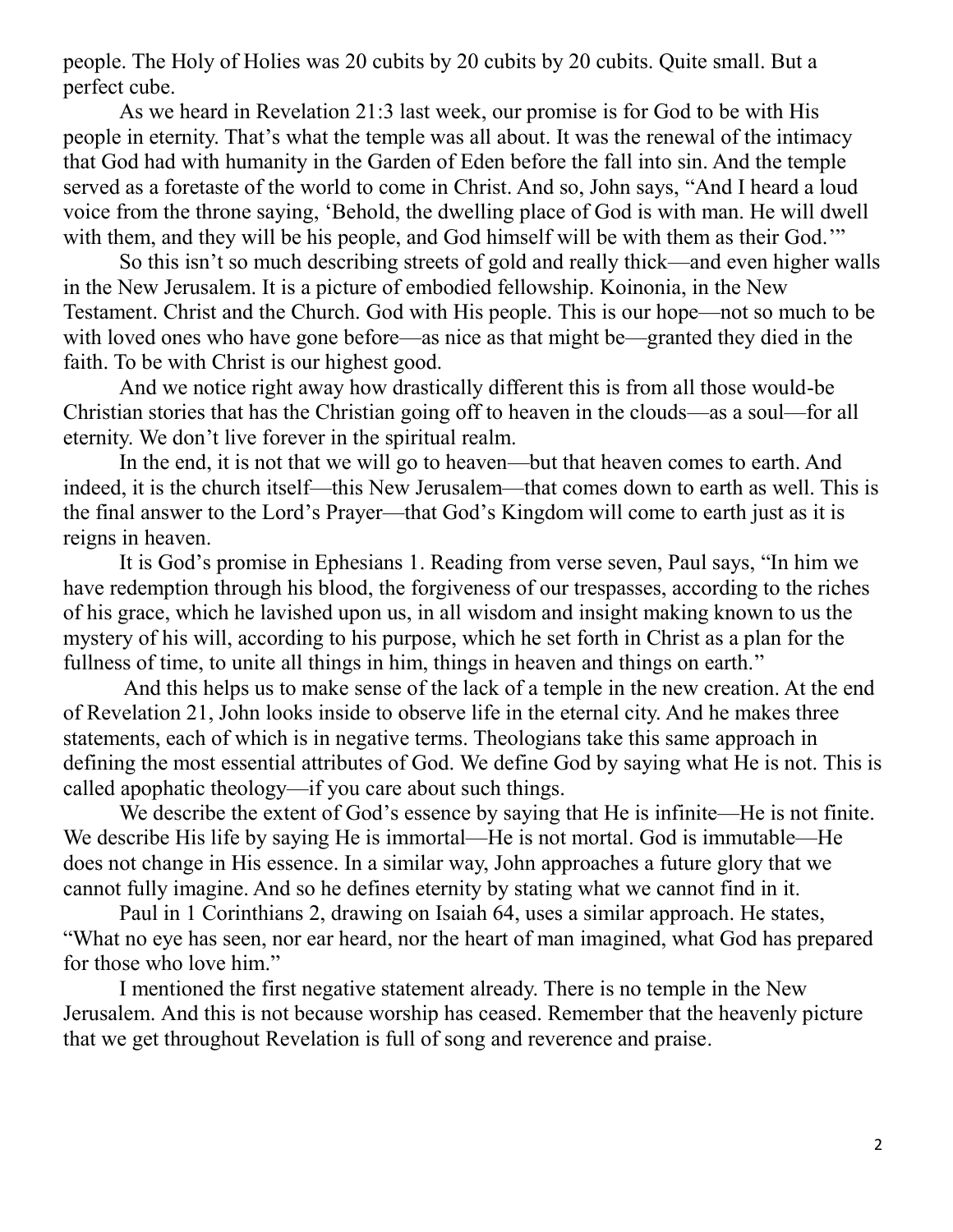people. The Holy of Holies was 20 cubits by 20 cubits by 20 cubits. Quite small. But a perfect cube.

As we heard in Revelation 21:3 last week, our promise is for God to be with His people in eternity. That's what the temple was all about. It was the renewal of the intimacy that God had with humanity in the Garden of Eden before the fall into sin. And the temple served as a foretaste of the world to come in Christ. And so, John says, "And I heard a loud voice from the throne saying, 'Behold, the dwelling place of God is with man. He will dwell with them, and they will be his people, and God himself will be with them as their God.'"

So this isn't so much describing streets of gold and really thick—and even higher walls in the New Jerusalem. It is a picture of embodied fellowship. Koinonia, in the New Testament. Christ and the Church. God with His people. This is our hope—not so much to be with loved ones who have gone before—as nice as that might be—granted they died in the faith. To be with Christ is our highest good.

And we notice right away how drastically different this is from all those would-be Christian stories that has the Christian going off to heaven in the clouds—as a soul—for all eternity. We don't live forever in the spiritual realm.

In the end, it is not that we will go to heaven—but that heaven comes to earth. And indeed, it is the church itself—this New Jerusalem—that comes down to earth as well. This is the final answer to the Lord's Prayer—that God's Kingdom will come to earth just as it is reigns in heaven.

It is God's promise in Ephesians 1. Reading from verse seven, Paul says, "In him we have redemption through his blood, the forgiveness of our trespasses, according to the riches of his grace, which he lavished upon us, in all wisdom and insight making known to us the mystery of his will, according to his purpose, which he set forth in Christ as a plan for the fullness of time, to unite all things in him, things in heaven and things on earth."

And this helps us to make sense of the lack of a temple in the new creation. At the end of Revelation 21, John looks inside to observe life in the eternal city. And he makes three statements, each of which is in negative terms. Theologians take this same approach in defining the most essential attributes of God. We define God by saying what He is not. This is called apophatic theology—if you care about such things.

We describe the extent of God's essence by saying that He is infinite—He is not finite. We describe His life by saying He is immortal—He is not mortal. God is immutable—He does not change in His essence. In a similar way, John approaches a future glory that we cannot fully imagine. And so he defines eternity by stating what we cannot find in it.

Paul in 1 Corinthians 2, drawing on Isaiah 64, uses a similar approach. He states, "What no eye has seen, nor ear heard, nor the heart of man imagined, what God has prepared for those who love him."

I mentioned the first negative statement already. There is no temple in the New Jerusalem. And this is not because worship has ceased. Remember that the heavenly picture that we get throughout Revelation is full of song and reverence and praise.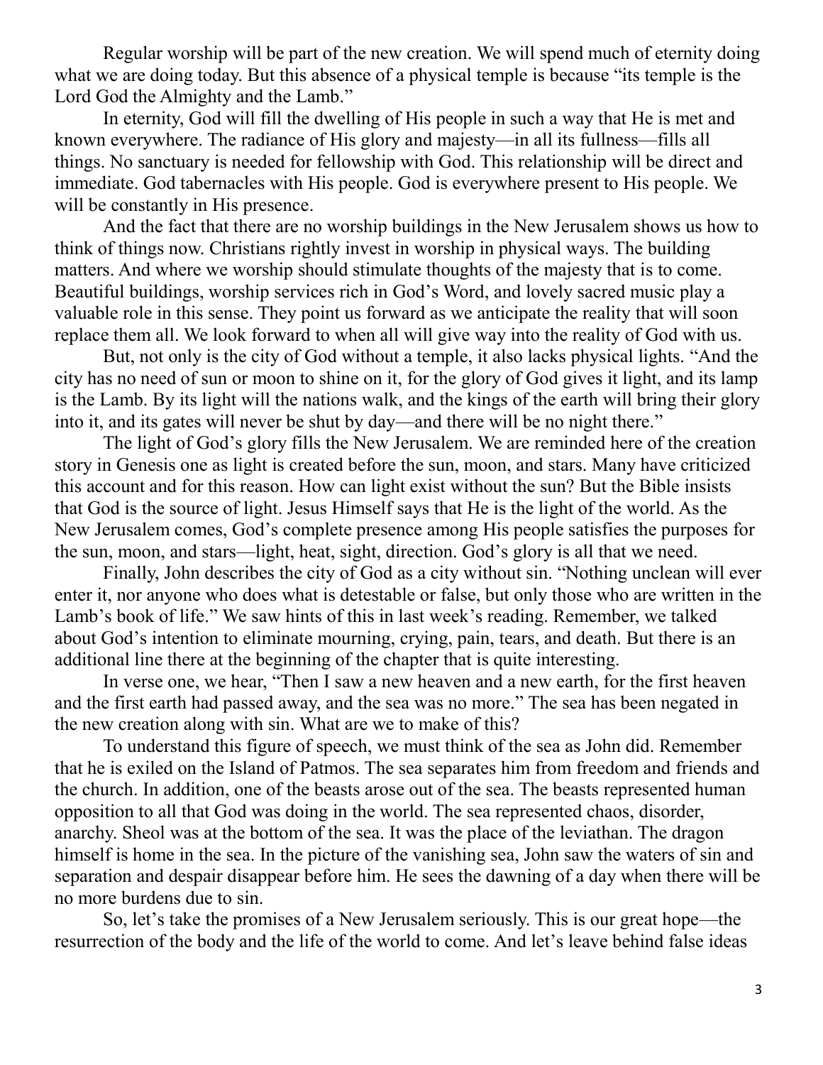Regular worship will be part of the new creation. We will spend much of eternity doing what we are doing today. But this absence of a physical temple is because "its temple is the Lord God the Almighty and the Lamb."

In eternity, God will fill the dwelling of His people in such a way that He is met and known everywhere. The radiance of His glory and majesty—in all its fullness—fills all things. No sanctuary is needed for fellowship with God. This relationship will be direct and immediate. God tabernacles with His people. God is everywhere present to His people. We will be constantly in His presence.

And the fact that there are no worship buildings in the New Jerusalem shows us how to think of things now. Christians rightly invest in worship in physical ways. The building matters. And where we worship should stimulate thoughts of the majesty that is to come. Beautiful buildings, worship services rich in God's Word, and lovely sacred music play a valuable role in this sense. They point us forward as we anticipate the reality that will soon replace them all. We look forward to when all will give way into the reality of God with us.

But, not only is the city of God without a temple, it also lacks physical lights. "And the city has no need of sun or moon to shine on it, for the glory of God gives it light, and its lamp is the Lamb. By its light will the nations walk, and the kings of the earth will bring their glory into it, and its gates will never be shut by day—and there will be no night there."

The light of God's glory fills the New Jerusalem. We are reminded here of the creation story in Genesis one as light is created before the sun, moon, and stars. Many have criticized this account and for this reason. How can light exist without the sun? But the Bible insists that God is the source of light. Jesus Himself says that He is the light of the world. As the New Jerusalem comes, God's complete presence among His people satisfies the purposes for the sun, moon, and stars—light, heat, sight, direction. God's glory is all that we need.

Finally, John describes the city of God as a city without sin. "Nothing unclean will ever enter it, nor anyone who does what is detestable or false, but only those who are written in the Lamb's book of life." We saw hints of this in last week's reading. Remember, we talked about God's intention to eliminate mourning, crying, pain, tears, and death. But there is an additional line there at the beginning of the chapter that is quite interesting.

In verse one, we hear, "Then I saw a new heaven and a new earth, for the first heaven and the first earth had passed away, and the sea was no more." The sea has been negated in the new creation along with sin. What are we to make of this?

To understand this figure of speech, we must think of the sea as John did. Remember that he is exiled on the Island of Patmos. The sea separates him from freedom and friends and the church. In addition, one of the beasts arose out of the sea. The beasts represented human opposition to all that God was doing in the world. The sea represented chaos, disorder, anarchy. Sheol was at the bottom of the sea. It was the place of the leviathan. The dragon himself is home in the sea. In the picture of the vanishing sea, John saw the waters of sin and separation and despair disappear before him. He sees the dawning of a day when there will be no more burdens due to sin.

So, let's take the promises of a New Jerusalem seriously. This is our great hope—the resurrection of the body and the life of the world to come. And let's leave behind false ideas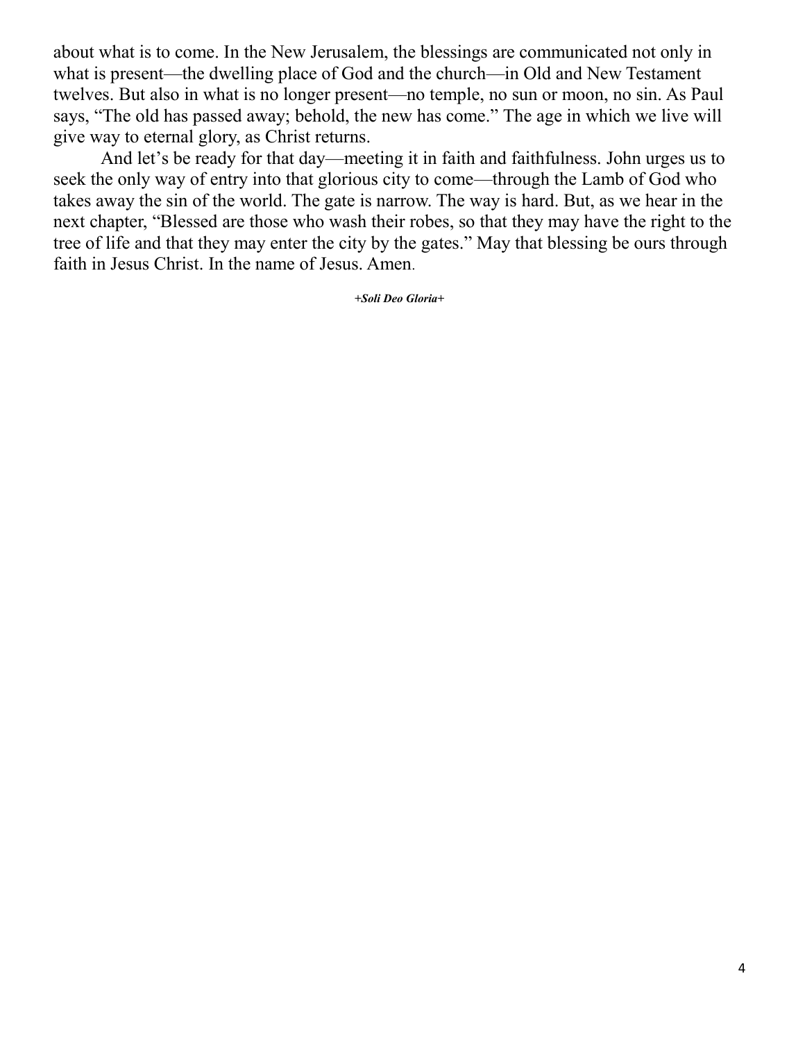about what is to come. In the New Jerusalem, the blessings are communicated not only in what is present—the dwelling place of God and the church—in Old and New Testament twelves. But also in what is no longer present—no temple, no sun or moon, no sin. As Paul says, "The old has passed away; behold, the new has come." The age in which we live will give way to eternal glory, as Christ returns.

And let's be ready for that day—meeting it in faith and faithfulness. John urges us to seek the only way of entry into that glorious city to come—through the Lamb of God who takes away the sin of the world. The gate is narrow. The way is hard. But, as we hear in the next chapter, "Blessed are those who wash their robes, so that they may have the right to the tree of life and that they may enter the city by the gates." May that blessing be ours through faith in Jesus Christ. In the name of Jesus. Amen.

***+Soli Deo Gloria+***